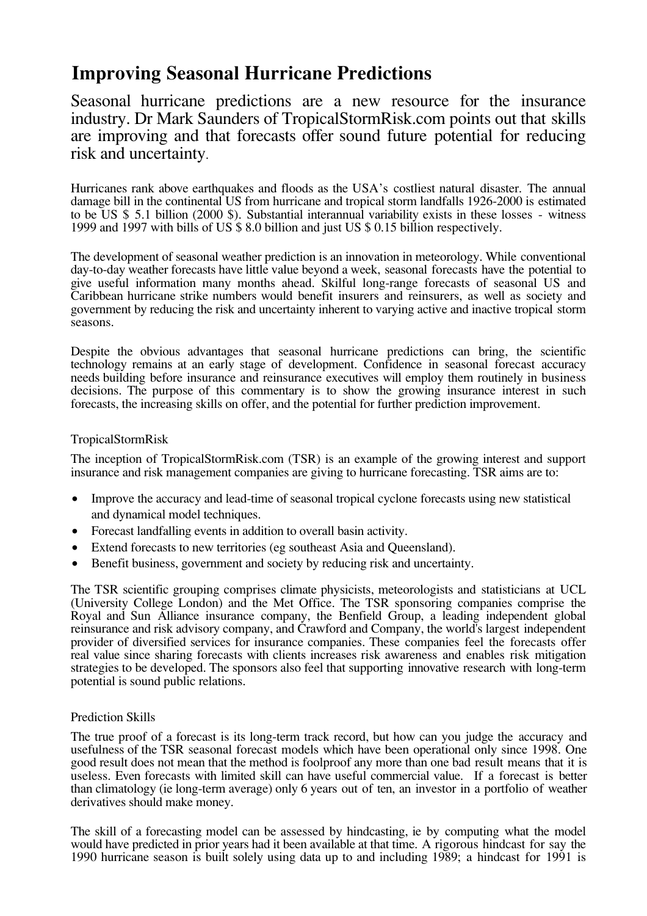# Improving Seasonal Hurricane Predictions

Seasonal hurricane predictions are a new resource for the insurance industry. Dr Mark Saunders of TropicalStormRisk.com points out that skills are improving and that forecasts offer sound future potential for reducing risk and uncertainty.

Hurricanes rank above earthquakes and floods as the USA's costliest natural disaster. The annual damage bill in the continental US from hurricane and tropical storm landfalls 1926-2000 is estimated to be US $ 5.1 billion (2000 $). Substantial interannual variability exists in these losses - witness 1999 and 1997 with bills of US $ 8.0 billion and just US $ 0.15 billion respectively.

The development of seasonal weather prediction is an innovation in meteorology. While conventional day-to-day weather forecasts have little value beyond a week, seasonal forecasts have the potential to give useful information many months ahead. Skilful long-range forecasts of seasonal US and Caribbean hurricane strike numbers would benefit insurers and reinsurers, as well as society and government by reducing the risk and uncertainty inherent to varying active and inactive tropical storm seasons.

Despite the obvious advantages that seasonal hurricane predictions can bring, the scientific technology remains at an early stage of development. Confidence in seasonal forecast accuracy needs building before insurance and reinsurance executives will employ them routinely in business decisions. The purpose of this commentary is to show the growing insurance interest in such forecasts, the increasing skills on offer, and the potential for further prediction improvement.

## TropicalStormRisk

The inception of TropicalStormRisk.com (TSR) is an example of the growing interest and support insurance and risk management companies are giving to hurricane forecasting. TSR aims are to:

- Improve the accuracy and lead-time of seasonal tropical cyclone forecasts using new statistical and dynamical model techniques.
- Forecast landfalling events in addition to overall basin activity.
- Extend forecasts to new territories (eg southeast Asia and Queensland).
- Benefit business, government and society by reducing risk and uncertainty.

The TSR scientific grouping comprises climate physicists, meteorologists and statisticians at UCL (University College London) and the Met Office. The TSR sponsoring companies comprise the Royal and Sun Alliance insurance company, the Benfield Group, a leading independent global reinsurance and risk advisory company, and Crawford and Company, the world's largest independent provider of diversified services for insurance companies. These companies feel the forecasts offer real value since sharing forecasts with clients increases risk awareness and enables risk mitigation strategies to be developed. The sponsors also feel that supporting innovative research with long-term potential is sound public relations.

## Prediction Skills

The true proof of a forecast is its long-term track record, but how can you judge the accuracy and usefulness of the TSR seasonal forecast models which have been operational only since 1998. One good result does not mean that the method is foolproof any more than one bad result means that it is useless. Even forecasts with limited skill can have useful commercial value. If a forecast is better than climatology (ie long-term average) only 6 years out of ten, an investor in a portfolio of weather derivatives should make money.

The skill of a forecasting model can be assessed by hindcasting, ie by computing what the model would have predicted in prior years had it been available at that time. A rigorous hindcast for say the 1990 hurricane season is built solely using data up to and including 1989; a hindcast for 1991 is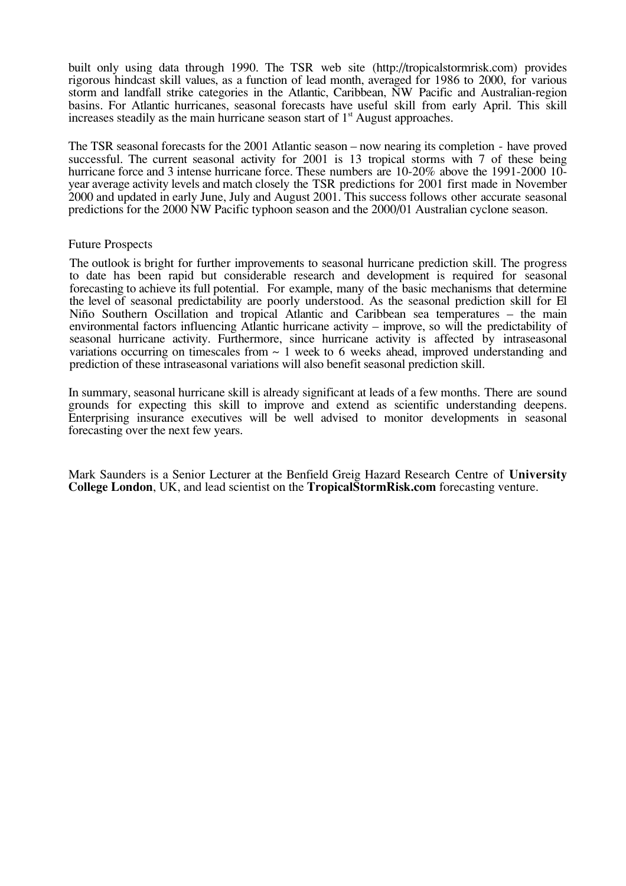built only using data through 1990. The TSR web site (http://tropicalstormrisk.com) provides rigorous hindcast skill values, as a function of lead month, averaged for 1986 to 2000, for various storm and landfall strike categories in the Atlantic, Caribbean, NW Pacific and Australian-region basins. For Atlantic hurricanes, seasonal forecasts have useful skill from early April. This skill increases steadily as the main hurricane season start of 1st August approaches.

The TSR seasonal forecasts for the 2001 Atlantic season – now nearing its completion - have proved successful. The current seasonal activity for 2001 is 13 tropical storms with 7 of these being hurricane force and 3 intense hurricane force. These numbers are 10-20% above the 1991-2000 10-year average activity levels and match closely the TSR predictions for 2001 first made in November 2000 and updated in early June, July and August 2001. This success follows other accurate seasonal predictions for the 2000 NW Pacific typhoon season and the 2000/01 Australian cyclone season.

## Future Prospects

The outlook is bright for further improvements to seasonal hurricane prediction skill. The progress to date has been rapid but considerable research and development is required for seasonal forecasting to achieve its full potential. For example, many of the basic mechanisms that determine the level of seasonal predictability are poorly understood. As the seasonal prediction skill for El Niño Southern Oscillation and tropical Atlantic and Caribbean sea temperatures – the main environmental factors influencing Atlantic hurricane activity – improve, so will the predictability of seasonal hurricane activity. Furthermore, since hurricane activity is affected by intraseasonal variations occurring on timescales from ~ 1 week to 6 weeks ahead, improved understanding and prediction of these intraseasonal variations will also benefit seasonal prediction skill.

In summary, seasonal hurricane skill is already significant at leads of a few months. There are sound grounds for expecting this skill to improve and extend as scientific understanding deepens. Enterprising insurance executives will be well advised to monitor developments in seasonal forecasting over the next few years.

Mark Saunders is a Senior Lecturer at the Benfield Greig Hazard Research Centre of **University College London**, UK, and lead scientist on the **TropicalStormRisk.com** forecasting venture.